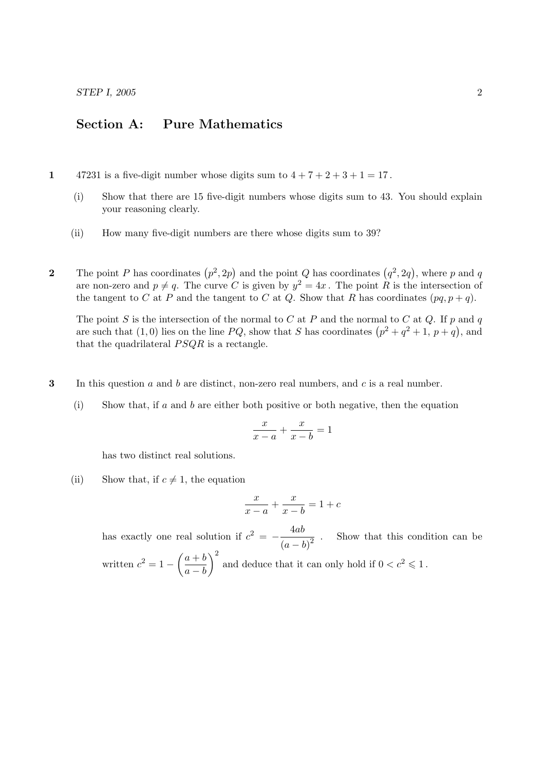## Section A: Pure Mathematics

**1** 47231 is a five-digit number whose digits sum to $4 + 7 + 2 + 3 + 1 = 17$.

(i) Show that there are 15 five-digit numbers whose digits sum to 43. You should explain your reasoning clearly.

(ii) How many five-digit numbers are there whose digits sum to 39?

**2** The point $P$ has coordinates $(p^2, 2p)$ and the point $Q$ has coordinates $(q^2, 2q)$, where $p$ and $q$ are non-zero and $p \neq q$. The curve $C$ is given by $y^2 = 4x$. The point $R$ is the intersection of the tangent to $C$ at $P$ and the tangent to $C$ at $Q$. Show that $R$ has coordinates $(pq, p + q)$.

The point $S$ is the intersection of the normal to $C$ at $P$ and the normal to $C$ at $Q$. If $p$ and $q$ are such that $(1, 0)$ lies on the line $PQ$, show that $S$ has coordinates $(p^2 + q^2 + 1,\ p + q)$, and that the quadrilateral $PSQR$ is a rectangle.

**3** In this question $a$ and $b$ are distinct, non-zero real numbers, and $c$ is a real number.

(i) Show that, if $a$ and $b$ are either both positive or both negative, then the equation

$$\frac{x}{x-a} + \frac{x}{x-b} = 1$$

has two distinct real solutions.

(ii) Show that, if $c \neq 1$, the equation

$$\frac{x}{x-a} + \frac{x}{x-b} = 1 + c$$

has exactly one real solution if $c^2 = -\dfrac{4ab}{(a-b)^2}$. Show that this condition can be written $c^2 = 1 - \left(\dfrac{a+b}{a-b}\right)^2$ and deduce that it can only hold if $0 < c^2 \leqslant 1$.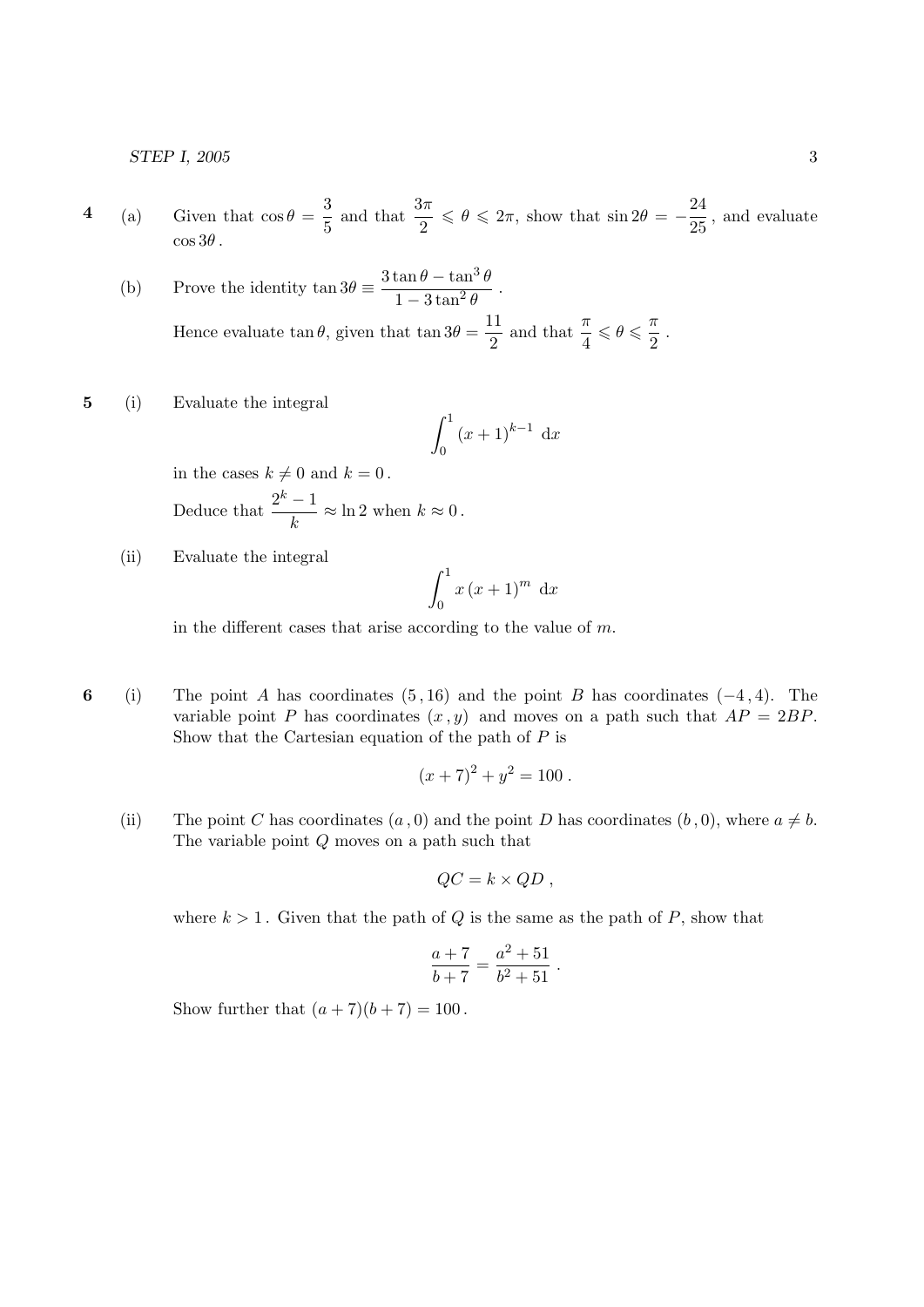**4** (a) Given that $\cos\theta = \dfrac{3}{5}$ and that $\dfrac{3\pi}{2} \leqslant \theta \leqslant 2\pi$, show that $\sin 2\theta = -\dfrac{24}{25}$, and evaluate $\cos 3\theta$.

(b) Prove the identity $\tan 3\theta \equiv \dfrac{3\tan\theta - \tan^3\theta}{1 - 3\tan^2\theta}$.

Hence evaluate $\tan\theta$, given that $\tan 3\theta = \dfrac{11}{2}$ and that $\dfrac{\pi}{4} \leqslant \theta \leqslant \dfrac{\pi}{2}$.

**5** (i) Evaluate the integral

$$\int_0^1 (x+1)^{k-1} \, \mathrm{d}x$$

in the cases $k \neq 0$ and $k = 0$.

Deduce that $\dfrac{2^k - 1}{k} \approx \ln 2$ when $k \approx 0$.

(ii) Evaluate the integral

$$\int_0^1 x\,(x+1)^m \, \mathrm{d}x$$

in the different cases that arise according to the value of $m$.

**6** (i) The point $A$ has coordinates $(5\,,16)$ and the point $B$ has coordinates $(-4\,,4)$. The variable point $P$ has coordinates $(x\,,y)$ and moves on a path such that $AP = 2BP$. Show that the Cartesian equation of the path of $P$ is

$$(x+7)^2 + y^2 = 100\,.$$

(ii) The point $C$ has coordinates $(a\,,0)$ and the point $D$ has coordinates $(b\,,0)$, where $a \neq b$. The variable point $Q$ moves on a path such that

$$QC = k \times QD\,,$$

where $k > 1$. Given that the path of $Q$ is the same as the path of $P$, show that

$$\frac{a+7}{b+7} = \frac{a^2+51}{b^2+51}\,.$$

Show further that $(a+7)(b+7) = 100$.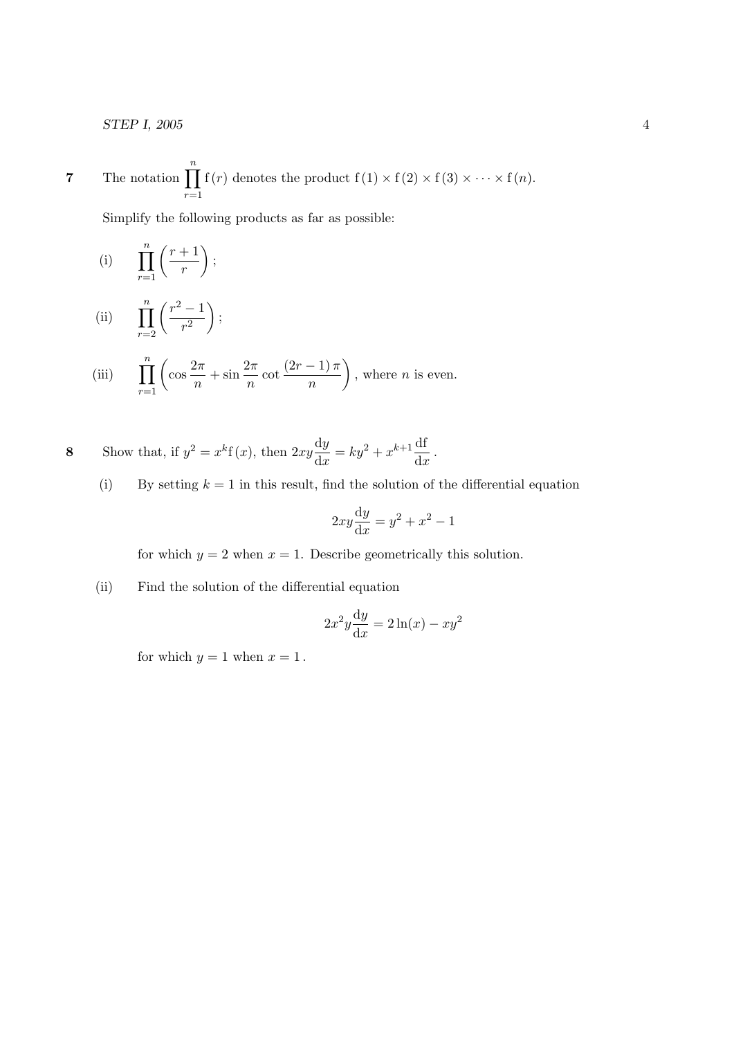**7** The notation $\prod_{r=1}^{n} \mathrm{f}(r)$ denotes the product $\mathrm{f}(1) \times \mathrm{f}(2) \times \mathrm{f}(3) \times \cdots \times \mathrm{f}(n)$.

Simplify the following products as far as possible:

(i) $\displaystyle\prod_{r=1}^{n} \left( \frac{r+1}{r} \right)$;

(ii) $\displaystyle\prod_{r=2}^{n} \left( \frac{r^2-1}{r^2} \right)$;

(iii) $\displaystyle\prod_{r=1}^{n} \left( \cos \frac{2\pi}{n} + \sin \frac{2\pi}{n} \cot \frac{(2r-1)\pi}{n} \right)$, where $n$ is even.

**8** Show that, if $y^2 = x^k \mathrm{f}(x)$, then $2xy\dfrac{\mathrm{d}y}{\mathrm{d}x} = ky^2 + x^{k+1}\dfrac{\mathrm{df}}{\mathrm{d}x}$.

(i) By setting $k = 1$ in this result, find the solution of the differential equation

$$2xy\frac{\mathrm{d}y}{\mathrm{d}x} = y^2 + x^2 - 1$$

for which $y = 2$ when $x = 1$. Describe geometrically this solution.

(ii) Find the solution of the differential equation

$$2x^2y\frac{\mathrm{d}y}{\mathrm{d}x} = 2\ln(x) - xy^2$$

for which $y = 1$ when $x = 1$.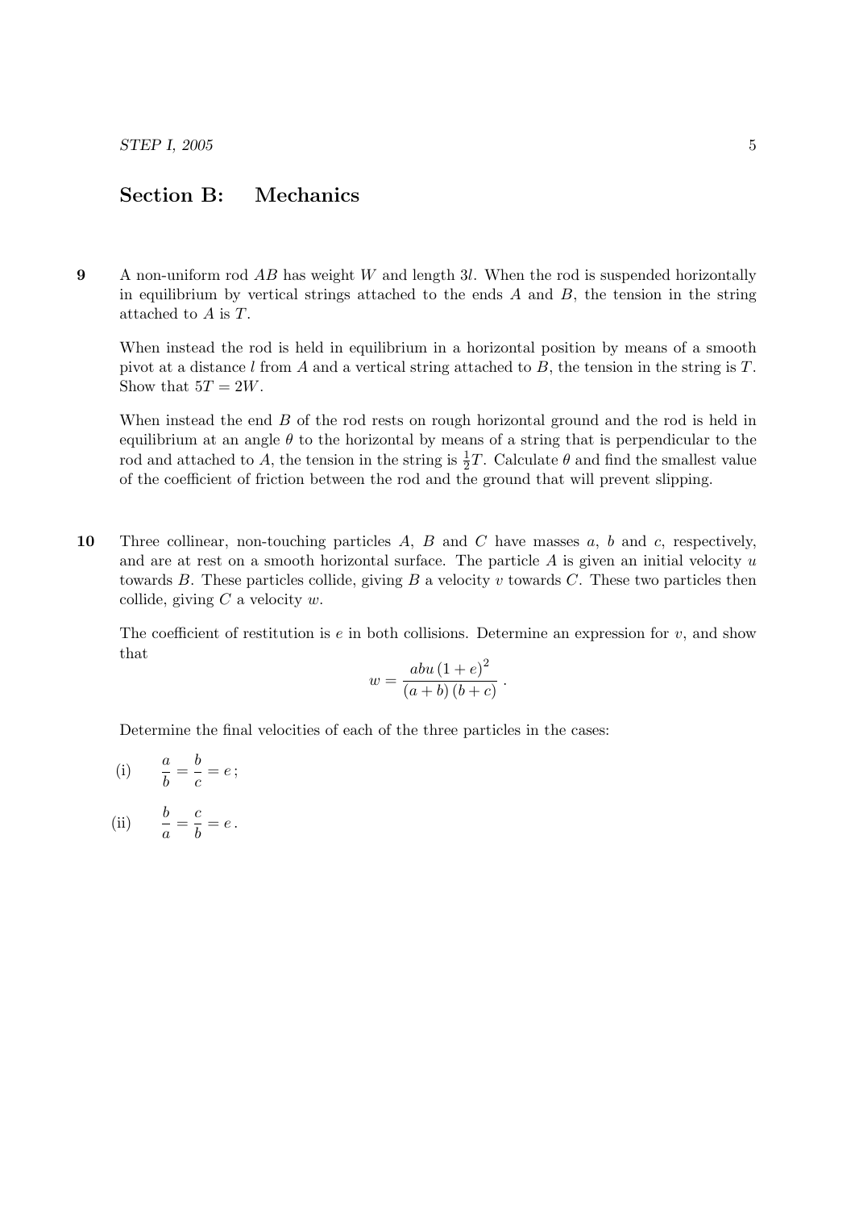## Section B: Mechanics

**9** A non-uniform rod $AB$ has weight $W$ and length $3l$. When the rod is suspended horizontally in equilibrium by vertical strings attached to the ends $A$ and $B$, the tension in the string attached to $A$ is $T$.

When instead the rod is held in equilibrium in a horizontal position by means of a smooth pivot at a distance $l$ from $A$ and a vertical string attached to $B$, the tension in the string is $T$. Show that $5T = 2W$.

When instead the end $B$ of the rod rests on rough horizontal ground and the rod is held in equilibrium at an angle $\theta$ to the horizontal by means of a string that is perpendicular to the rod and attached to $A$, the tension in the string is $\frac{1}{2}T$. Calculate $\theta$ and find the smallest value of the coefficient of friction between the rod and the ground that will prevent slipping.

**10** Three collinear, non-touching particles $A$, $B$ and $C$ have masses $a$, $b$ and $c$, respectively, and are at rest on a smooth horizontal surface. The particle $A$ is given an initial velocity $u$ towards $B$. These particles collide, giving $B$ a velocity $v$ towards $C$. These two particles then collide, giving $C$ a velocity $w$.

The coefficient of restitution is $e$ in both collisions. Determine an expression for $v$, and show that

$$w = \frac{abu\,(1+e)^2}{(a+b)\,(b+c)}\,.$$

Determine the final velocities of each of the three particles in the cases:

(i) $\dfrac{a}{b} = \dfrac{b}{c} = e\,;$

(ii) $\dfrac{b}{a} = \dfrac{c}{b} = e\,.$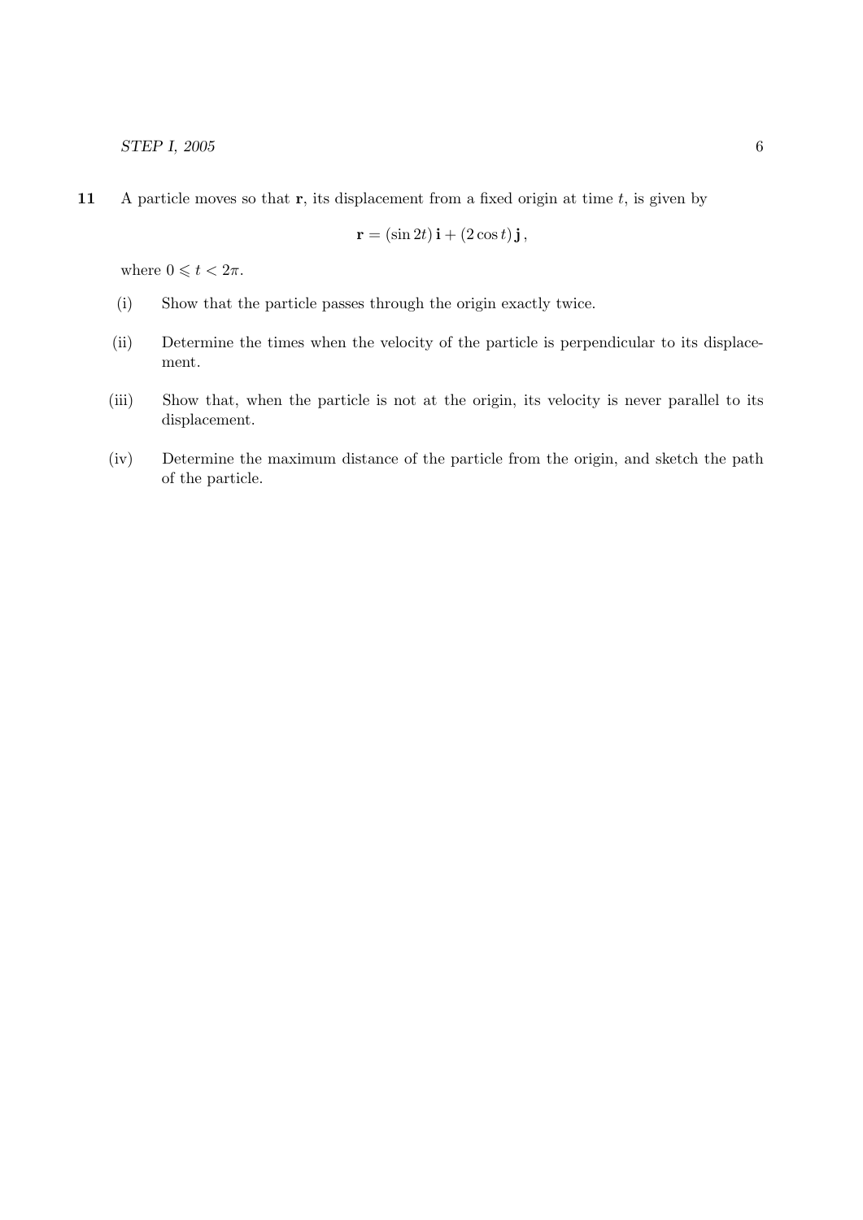**11** A particle moves so that $\mathbf{r}$, its displacement from a fixed origin at time $t$, is given by

$$\mathbf{r} = (\sin 2t)\,\mathbf{i} + (2\cos t)\,\mathbf{j}\,,$$

where $0 \leqslant t < 2\pi$.

(i) Show that the particle passes through the origin exactly twice.

(ii) Determine the times when the velocity of the particle is perpendicular to its displacement.

(iii) Show that, when the particle is not at the origin, its velocity is never parallel to its displacement.

(iv) Determine the maximum distance of the particle from the origin, and sketch the path of the particle.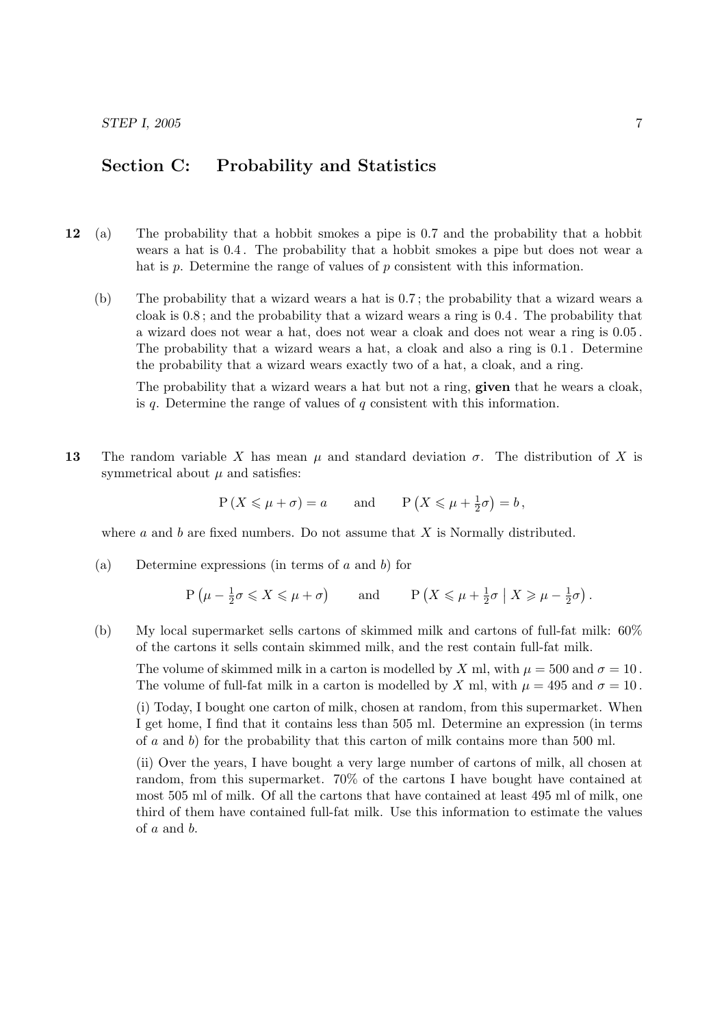## Section C: Probability and Statistics

**12** (a) The probability that a hobbit smokes a pipe is 0.7 and the probability that a hobbit wears a hat is 0.4 . The probability that a hobbit smokes a pipe but does not wear a hat is $p$. Determine the range of values of $p$ consistent with this information.

(b) The probability that a wizard wears a hat is 0.7 ; the probability that a wizard wears a cloak is 0.8 ; and the probability that a wizard wears a ring is 0.4 . The probability that a wizard does not wear a hat, does not wear a cloak and does not wear a ring is 0.05 . The probability that a wizard wears a hat, a cloak and also a ring is 0.1 . Determine the probability that a wizard wears exactly two of a hat, a cloak, and a ring.

The probability that a wizard wears a hat but not a ring, **given** that he wears a cloak, is $q$. Determine the range of values of $q$ consistent with this information.

**13** The random variable $X$ has mean $\mu$ and standard deviation $\sigma$. The distribution of $X$ is symmetrical about $\mu$ and satisfies:

$$\mathrm{P}\left(X \leqslant \mu + \sigma\right) = a \qquad \text{and} \qquad \mathrm{P}\left(X \leqslant \mu + \tfrac{1}{2}\sigma\right) = b\,,$$

where $a$ and $b$ are fixed numbers. Do not assume that $X$ is Normally distributed.

(a) Determine expressions (in terms of $a$ and $b$) for

$$\mathrm{P}\left(\mu - \tfrac{1}{2}\sigma \leqslant X \leqslant \mu + \sigma\right) \qquad \text{and} \qquad \mathrm{P}\left(X \leqslant \mu + \tfrac{1}{2}\sigma \;\middle|\; X \geqslant \mu - \tfrac{1}{2}\sigma\right).$$

(b) My local supermarket sells cartons of skimmed milk and cartons of full-fat milk: 60% of the cartons it sells contain skimmed milk, and the rest contain full-fat milk.

The volume of skimmed milk in a carton is modelled by $X$ ml, with $\mu = 500$ and $\sigma = 10$. The volume of full-fat milk in a carton is modelled by $X$ ml, with $\mu = 495$ and $\sigma = 10$.

(i) Today, I bought one carton of milk, chosen at random, from this supermarket. When I get home, I find that it contains less than 505 ml. Determine an expression (in terms of $a$ and $b$) for the probability that this carton of milk contains more than 500 ml.

(ii) Over the years, I have bought a very large number of cartons of milk, all chosen at random, from this supermarket. 70% of the cartons I have bought have contained at most 505 ml of milk. Of all the cartons that have contained at least 495 ml of milk, one third of them have contained full-fat milk. Use this information to estimate the values of $a$ and $b$.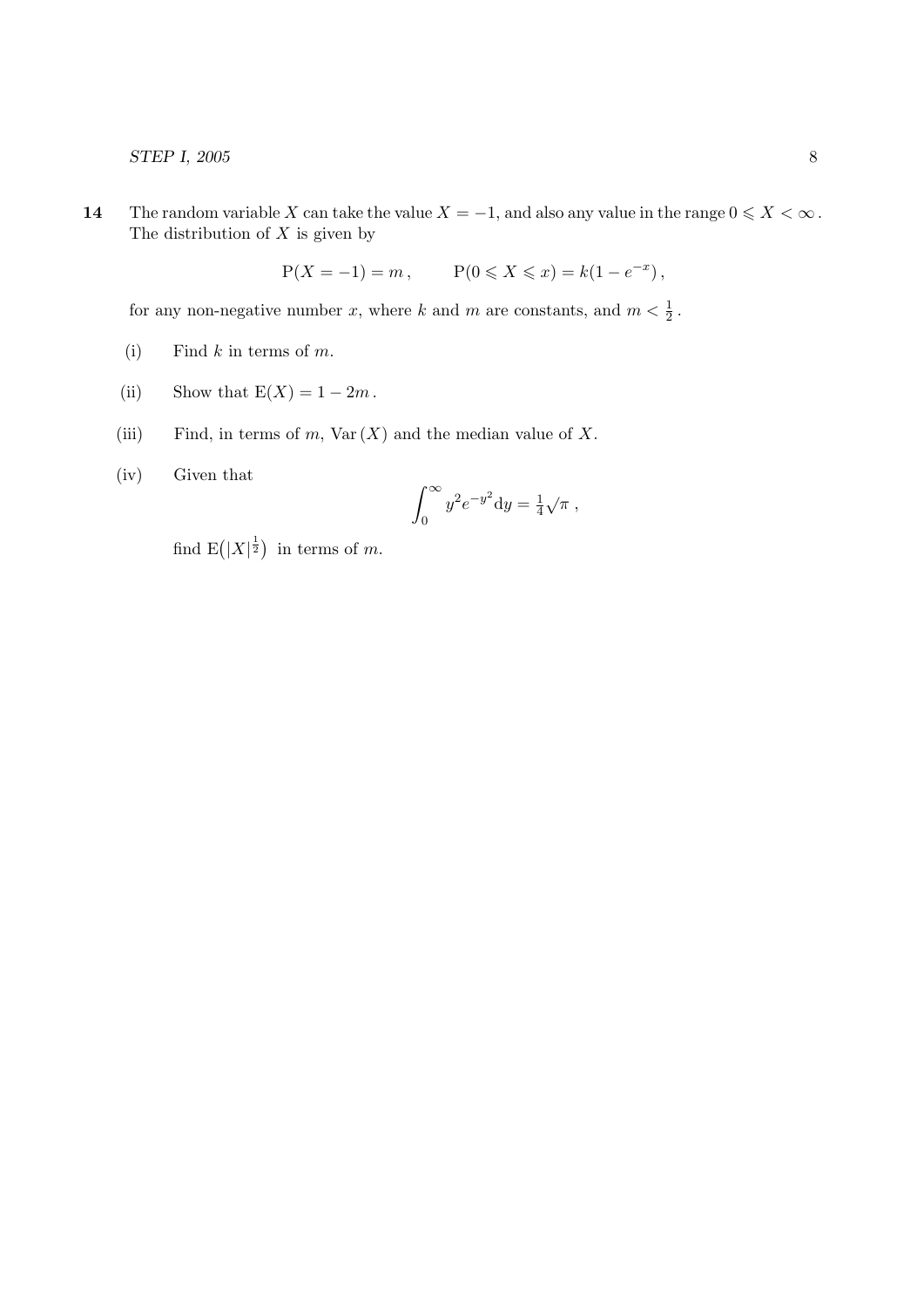**14** The random variable $X$ can take the value $X = -1$, and also any value in the range $0 \leqslant X < \infty$. The distribution of $X$ is given by

$$\mathrm{P}(X = -1) = m\,, \qquad \mathrm{P}(0 \leqslant X \leqslant x) = k(1 - e^{-x})\,,$$

for any non-negative number $x$, where $k$ and $m$ are constants, and $m < \frac{1}{2}$.

(i) Find $k$ in terms of $m$.

(ii) Show that $\mathrm{E}(X) = 1 - 2m$.

(iii) Find, in terms of $m$, $\mathrm{Var}\,(X)$ and the median value of $X$.

(iv) Given that

$$\int_0^\infty y^2 e^{-y^2} \mathrm{d}y = \tfrac{1}{4}\sqrt{\pi}\,,$$

find $\mathrm{E}\big(|X|^{\frac{1}{2}}\big)$ in terms of $m$.